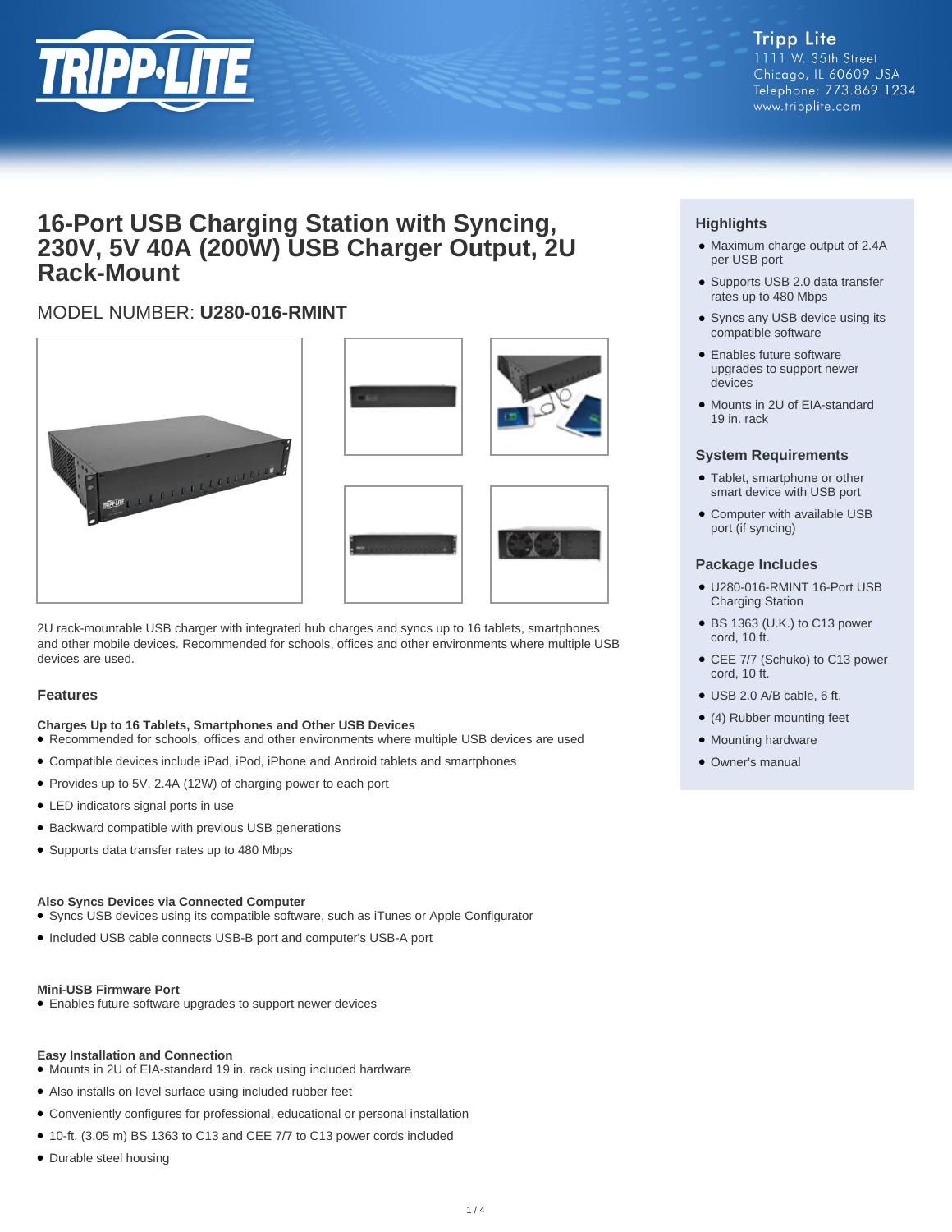Tripp Lite
1111 W. 35th Street
Chicago, IL 60609 USA
Telephone: 773.869.1234
www.tripplite.com

# 16-Port USB Charging Station with Syncing, 230V, 5V 40A (200W) USB Charger Output, 2U Rack-Mount

## MODEL NUMBER: **U280-016-RMINT**

2U rack-mountable USB charger with integrated hub charges and syncs up to 16 tablets, smartphones and other mobile devices. Recommended for schools, offices and other environments where multiple USB devices are used.

### Features

**Charges Up to 16 Tablets, Smartphones and Other USB Devices**

- Recommended for schools, offices and other environments where multiple USB devices are used
- Compatible devices include iPad, iPod, iPhone and Android tablets and smartphones
- Provides up to 5V, 2.4A (12W) of charging power to each port
- LED indicators signal ports in use
- Backward compatible with previous USB generations
- Supports data transfer rates up to 480 Mbps

**Also Syncs Devices via Connected Computer**

- Syncs USB devices using its compatible software, such as iTunes or Apple Configurator
- Included USB cable connects USB-B port and computer's USB-A port

**Mini-USB Firmware Port**

- Enables future software upgrades to support newer devices

**Easy Installation and Connection**

- Mounts in 2U of EIA-standard 19 in. rack using included hardware
- Also installs on level surface using included rubber feet
- Conveniently configures for professional, educational or personal installation
- 10-ft. (3.05 m) BS 1363 to C13 and CEE 7/7 to C13 power cords included
- Durable steel housing

### Highlights

- Maximum charge output of 2.4A per USB port
- Supports USB 2.0 data transfer rates up to 480 Mbps
- Syncs any USB device using its compatible software
- Enables future software upgrades to support newer devices
- Mounts in 2U of EIA-standard 19 in. rack

### System Requirements

- Tablet, smartphone or other smart device with USB port
- Computer with available USB port (if syncing)

### Package Includes

- U280-016-RMINT 16-Port USB Charging Station
- BS 1363 (U.K.) to C13 power cord, 10 ft.
- CEE 7/7 (Schuko) to C13 power cord, 10 ft.
- USB 2.0 A/B cable, 6 ft.
- (4) Rubber mounting feet
- Mounting hardware
- Owner's manual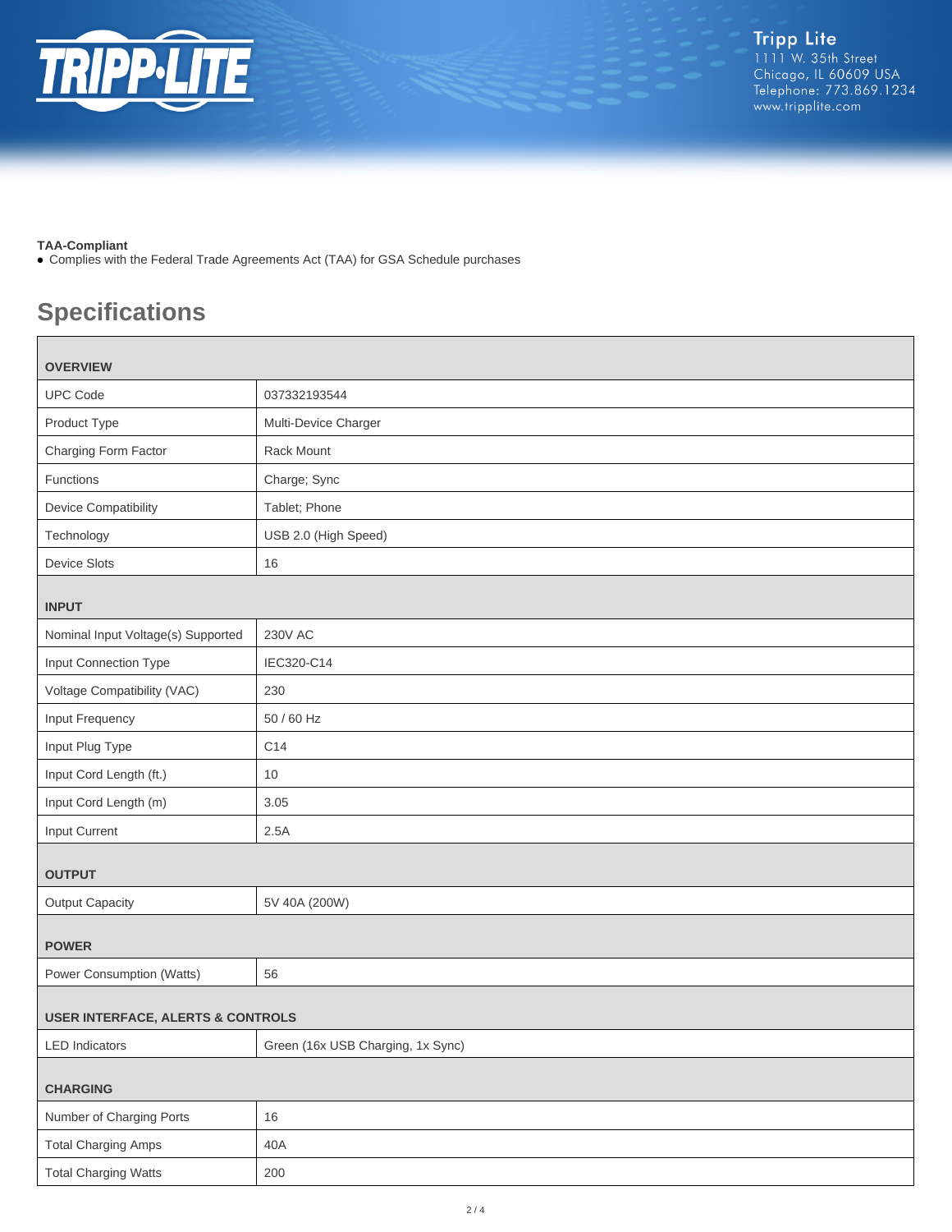**TAA-Compliant**

- Complies with the Federal Trade Agreements Act (TAA) for GSA Schedule purchases

## Specifications

| OVERVIEW | |
|---|---|
| UPC Code | 037332193544 |
| Product Type | Multi-Device Charger |
| Charging Form Factor | Rack Mount |
| Functions | Charge; Sync |
| Device Compatibility | Tablet; Phone |
| Technology | USB 2.0 (High Speed) |
| Device Slots | 16 |
| **INPUT** | |
| Nominal Input Voltage(s) Supported | 230V AC |
| Input Connection Type | IEC320-C14 |
| Voltage Compatibility (VAC) | 230 |
| Input Frequency | 50 / 60 Hz |
| Input Plug Type | C14 |
| Input Cord Length (ft.) | 10 |
| Input Cord Length (m) | 3.05 |
| Input Current | 2.5A |
| **OUTPUT** | |
| Output Capacity | 5V 40A (200W) |
| **POWER** | |
| Power Consumption (Watts) | 56 |
| **USER INTERFACE, ALERTS & CONTROLS** | |
| LED Indicators | Green (16x USB Charging, 1x Sync) |
| **CHARGING** | |
| Number of Charging Ports | 16 |
| Total Charging Amps | 40A |
| Total Charging Watts | 200 |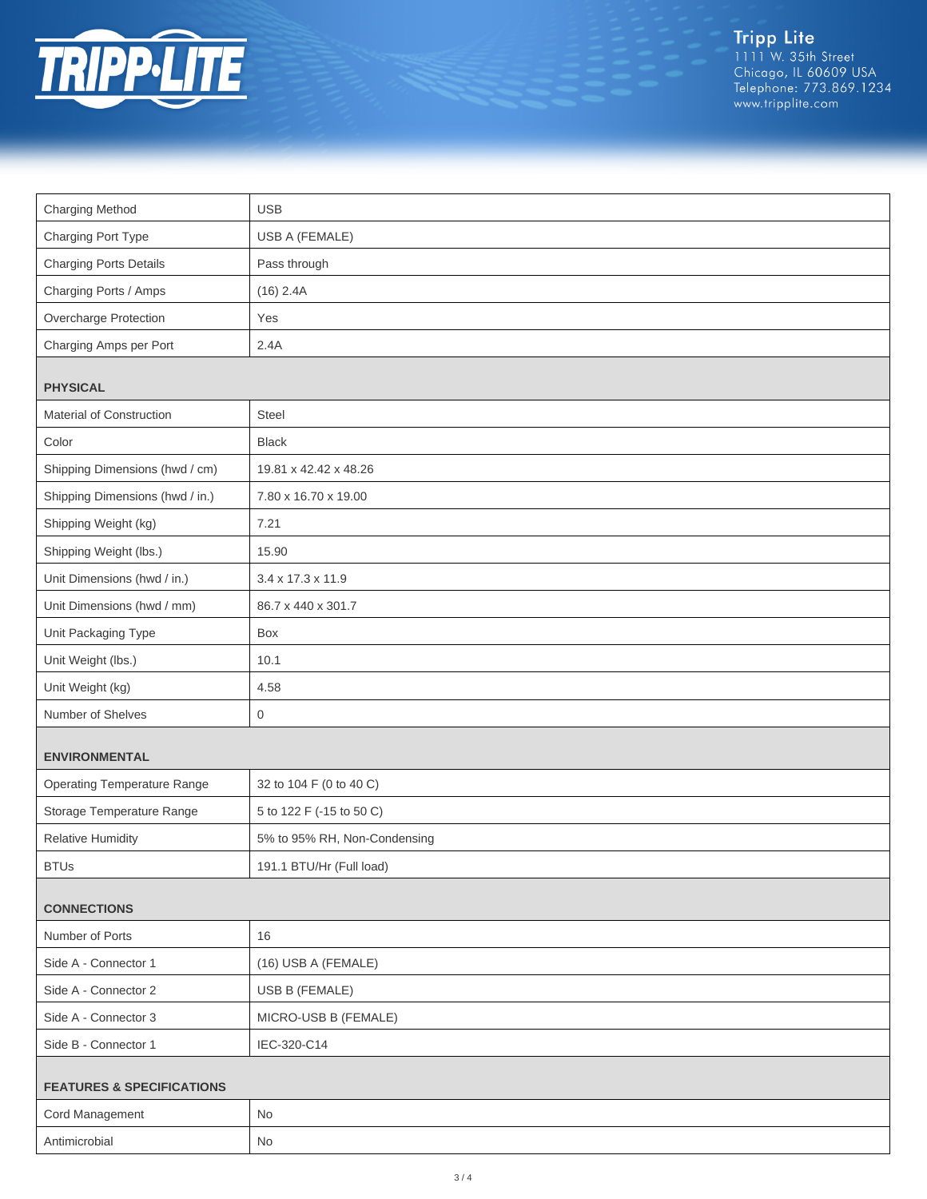| | |
|---|---|
| Charging Method | USB |
| Charging Port Type | USB A (FEMALE) |
| Charging Ports Details | Pass through |
| Charging Ports / Amps | (16) 2.4A |
| Overcharge Protection | Yes |
| Charging Amps per Port | 2.4A |

## PHYSICAL

| | |
|---|---|
| Material of Construction | Steel |
| Color | Black |
| Shipping Dimensions (hwd / cm) | 19.81 x 42.42 x 48.26 |
| Shipping Dimensions (hwd / in.) | 7.80 x 16.70 x 19.00 |
| Shipping Weight (kg) | 7.21 |
| Shipping Weight (lbs.) | 15.90 |
| Unit Dimensions (hwd / in.) | 3.4 x 17.3 x 11.9 |
| Unit Dimensions (hwd / mm) | 86.7 x 440 x 301.7 |
| Unit Packaging Type | Box |
| Unit Weight (lbs.) | 10.1 |
| Unit Weight (kg) | 4.58 |
| Number of Shelves | 0 |

## ENVIRONMENTAL

| | |
|---|---|
| Operating Temperature Range | 32 to 104 F (0 to 40 C) |
| Storage Temperature Range | 5 to 122 F (-15 to 50 C) |
| Relative Humidity | 5% to 95% RH, Non-Condensing |
| BTUs | 191.1 BTU/Hr (Full load) |

## CONNECTIONS

| | |
|---|---|
| Number of Ports | 16 |
| Side A - Connector 1 | (16) USB A (FEMALE) |
| Side A - Connector 2 | USB B (FEMALE) |
| Side A - Connector 3 | MICRO-USB B (FEMALE) |
| Side B - Connector 1 | IEC-320-C14 |

## FEATURES & SPECIFICATIONS

| | |
|---|---|
| Cord Management | No |
| Antimicrobial | No |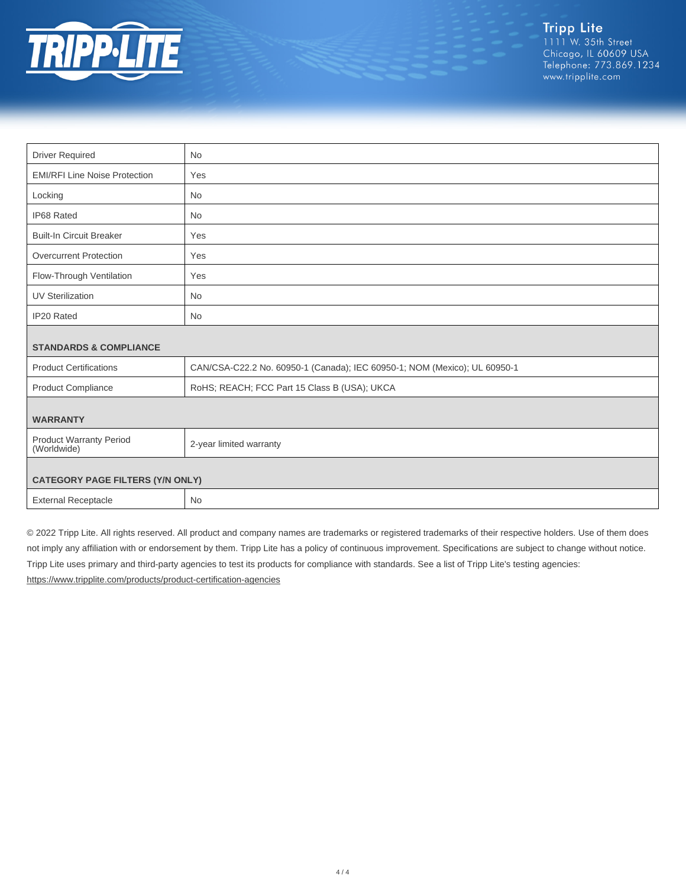| | |
|---|---|
| Driver Required | No |
| EMI/RFI Line Noise Protection | Yes |
| Locking | No |
| IP68 Rated | No |
| Built-In Circuit Breaker | Yes |
| Overcurrent Protection | Yes |
| Flow-Through Ventilation | Yes |
| UV Sterilization | No |
| IP20 Rated | No |
| **STANDARDS & COMPLIANCE** | |
| Product Certifications | CAN/CSA-C22.2 No. 60950-1 (Canada); IEC 60950-1; NOM (Mexico); UL 60950-1 |
| Product Compliance | RoHS; REACH; FCC Part 15 Class B (USA); UKCA |
| **WARRANTY** | |
| Product Warranty Period (Worldwide) | 2-year limited warranty |
| **CATEGORY PAGE FILTERS (Y/N ONLY)** | |
| External Receptacle | No |

© 2022 Tripp Lite. All rights reserved. All product and company names are trademarks or registered trademarks of their respective holders. Use of them does not imply any affiliation with or endorsement by them. Tripp Lite has a policy of continuous improvement. Specifications are subject to change without notice. Tripp Lite uses primary and third-party agencies to test its products for compliance with standards. See a list of Tripp Lite's testing agencies: https://www.tripplite.com/products/product-certification-agencies